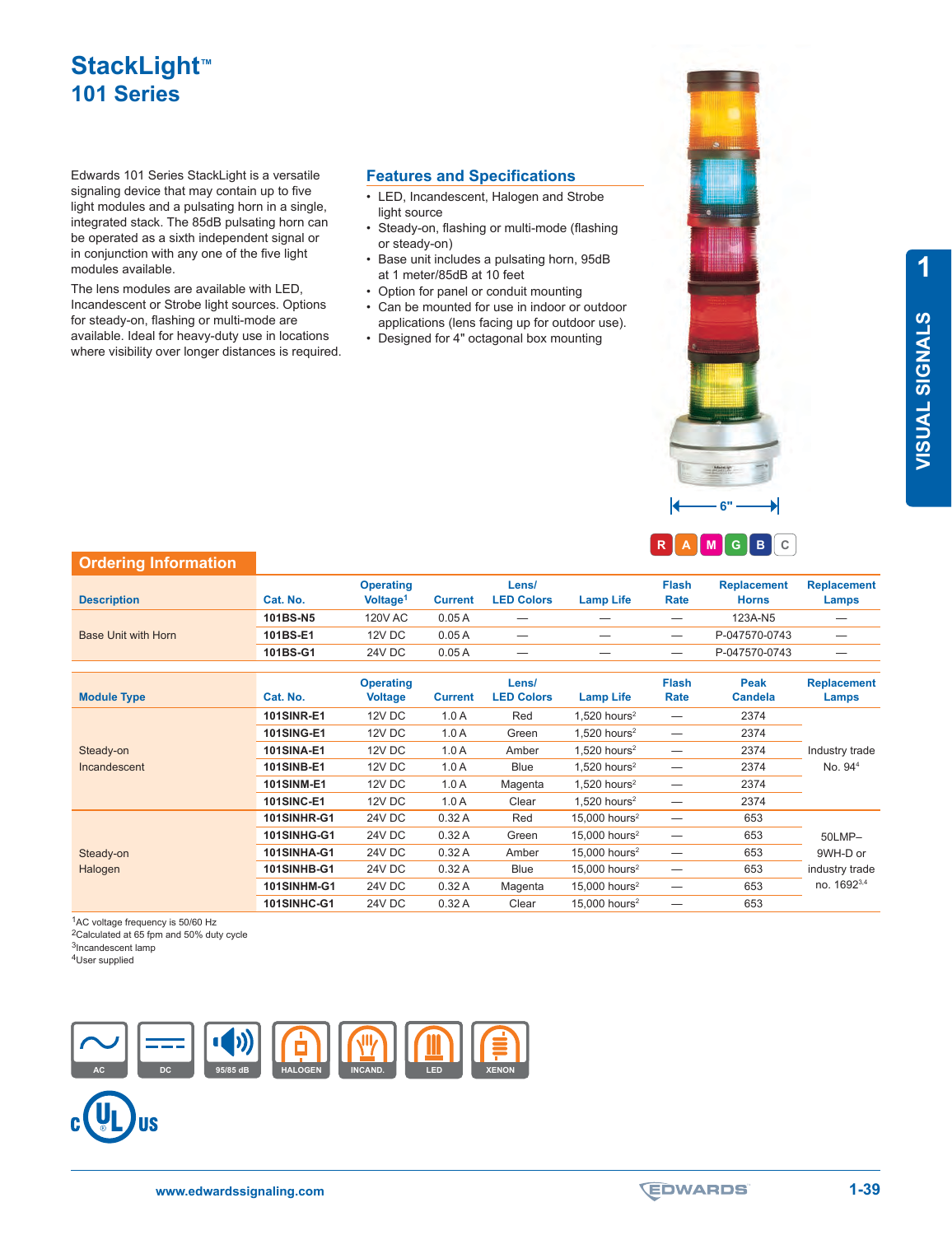# StackLight™
## 101 Series

Edwards 101 Series StackLight is a versatile signaling device that may contain up to five light modules and a pulsating horn in a single, integrated stack. The 85dB pulsating horn can be operated as a sixth independent signal or in conjunction with any one of the five light modules available.

The lens modules are available with LED, Incandescent or Strobe light sources. Options for steady-on, flashing or multi-mode are available. Ideal for heavy-duty use in locations where visibility over longer distances is required.

### Features and Specifications

- LED, Incandescent, Halogen and Strobe light source
- Steady-on, flashing or multi-mode (flashing or steady-on)
- Base unit includes a pulsating horn, 95dB at 1 meter/85dB at 10 feet
- Option for panel or conduit mounting
- Can be mounted for use in indoor or outdoor applications (lens facing up for outdoor use).
- Designed for 4" octagonal box mounting

6"

R A M G B C

1 VISUAL SIGNALS

## Ordering Information

| Description | Cat. No. | Operating Voltage[1] | Current | Lens/ LED Colors | Lamp Life | Flash Rate | Replacement Horns | Replacement Lamps |
|---|---|---|---|---|---|---|---|---|
| Base Unit with Horn | 101BS-N5 | 120V AC | 0.05 A | — | — | — | 123A-N5 | — |
| | 101BS-E1 | 12V DC | 0.05 A | — | — | — | P-047570-0743 | — |
| | 101BS-G1 | 24V DC | 0.05 A | — | — | — | P-047570-0743 | — |

| Module Type | Cat. No. | Operating Voltage | Current | Lens/ LED Colors | Lamp Life | Flash Rate | Peak Candela | Replacement Lamps |
|---|---|---|---|---|---|---|---|---|
| Steady-on Incandescent | 101SINR-E1 | 12V DC | 1.0 A | Red | 1,520 hours[2] | — | 2374 | Industry trade No. 94[4] |
| | 101SING-E1 | 12V DC | 1.0 A | Green | 1,520 hours[2] | — | 2374 | |
| | 101SINA-E1 | 12V DC | 1.0 A | Amber | 1,520 hours[2] | — | 2374 | |
| | 101SINB-E1 | 12V DC | 1.0 A | Blue | 1,520 hours[2] | — | 2374 | |
| | 101SINM-E1 | 12V DC | 1.0 A | Magenta | 1,520 hours[2] | — | 2374 | |
| | 101SINC-E1 | 12V DC | 1.0 A | Clear | 1,520 hours[2] | — | 2374 | |
| Steady-on Halogen | 101SINHR-G1 | 24V DC | 0.32 A | Red | 15,000 hours[2] | — | 653 | 50LMP–9WH-D or industry trade no. 1692[3,4] |
| | 101SINHG-G1 | 24V DC | 0.32 A | Green | 15,000 hours[2] | — | 653 | |
| | 101SINHA-G1 | 24V DC | 0.32 A | Amber | 15,000 hours[2] | — | 653 | |
| | 101SINHB-G1 | 24V DC | 0.32 A | Blue | 15,000 hours[2] | — | 653 | |
| | 101SINHM-G1 | 24V DC | 0.32 A | Magenta | 15,000 hours[2] | — | 653 | |
| | 101SINHC-G1 | 24V DC | 0.32 A | Clear | 15,000 hours[2] | — | 653 | |

[1]AC voltage frequency is 50/60 Hz
[2]Calculated at 65 fpm and 50% duty cycle
[3]Incandescent lamp
[4]User supplied

AC | DC | 95/85 dB | HALOGEN | INCAND. | LED | XENON

www.edwardssignaling.com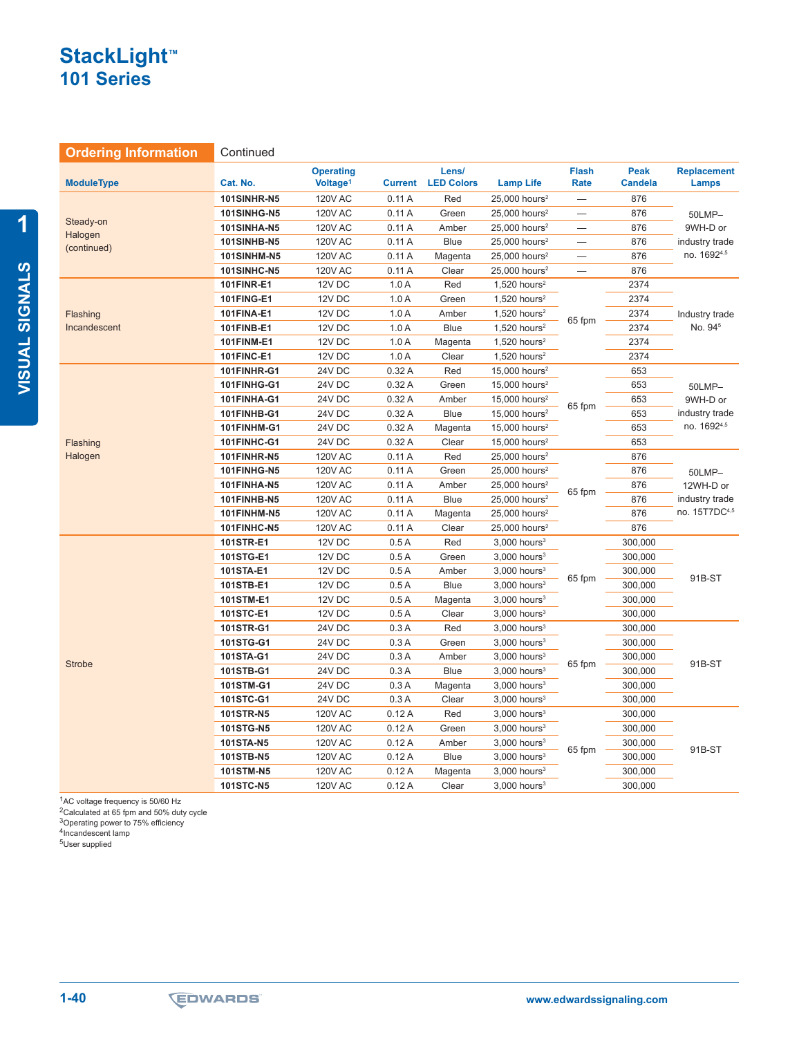# StackLight™
## 101 Series

**Ordering Information** Continued

| ModuleType | Cat. No. | Operating Voltage[1] | Current | Lens/ LED Colors | Lamp Life | Flash Rate | Peak Candela | Replacement Lamps |
|---|---|---|---|---|---|---|---|---|
| Steady-on Halogen (continued) | **101SINHR-N5** | 120V AC | 0.11 A | Red | 25,000 hours[2] | — | 876 | 50LMP–9WH-D or industry trade no. 1692[4,5] |
| | **101SINHG-N5** | 120V AC | 0.11 A | Green | 25,000 hours[2] | — | 876 | |
| | **101SINHA-N5** | 120V AC | 0.11 A | Amber | 25,000 hours[2] | — | 876 | |
| | **101SINHB-N5** | 120V AC | 0.11 A | Blue | 25,000 hours[2] | — | 876 | |
| | **101SINHM-N5** | 120V AC | 0.11 A | Magenta | 25,000 hours[2] | — | 876 | |
| | **101SINHC-N5** | 120V AC | 0.11 A | Clear | 25,000 hours[2] | — | 876 | |
| Flashing Incandescent | **101FINR-E1** | 12V DC | 1.0 A | Red | 1,520 hours[2] | 65 fpm | 2374 | Industry trade No. 94[5] |
| | **101FING-E1** | 12V DC | 1.0 A | Green | 1,520 hours[2] | | 2374 | |
| | **101FINA-E1** | 12V DC | 1.0 A | Amber | 1,520 hours[2] | | 2374 | |
| | **101FINB-E1** | 12V DC | 1.0 A | Blue | 1,520 hours[2] | | 2374 | |
| | **101FINM-E1** | 12V DC | 1.0 A | Magenta | 1,520 hours[2] | | 2374 | |
| | **101FINC-E1** | 12V DC | 1.0 A | Clear | 1,520 hours[2] | | 2374 | |
| Flashing Halogen | **101FINHR-G1** | 24V DC | 0.32 A | Red | 15,000 hours[2] | 65 fpm | 653 | 50LMP–9WH-D or industry trade no. 1692[4,5] |
| | **101FINHG-G1** | 24V DC | 0.32 A | Green | 15,000 hours[2] | | 653 | |
| | **101FINHA-G1** | 24V DC | 0.32 A | Amber | 15,000 hours[2] | | 653 | |
| | **101FINHB-G1** | 24V DC | 0.32 A | Blue | 15,000 hours[2] | | 653 | |
| | **101FINHM-G1** | 24V DC | 0.32 A | Magenta | 15,000 hours[2] | | 653 | |
| | **101FINHC-G1** | 24V DC | 0.32 A | Clear | 15,000 hours[2] | | 653 | |
| | **101FINHR-N5** | 120V AC | 0.11 A | Red | 25,000 hours[2] | 65 fpm | 876 | 50LMP–12WH-D or industry trade no. 15T7DC[4,5] |
| | **101FINHG-N5** | 120V AC | 0.11 A | Green | 25,000 hours[2] | | 876 | |
| | **101FINHA-N5** | 120V AC | 0.11 A | Amber | 25,000 hours[2] | | 876 | |
| | **101FINHB-N5** | 120V AC | 0.11 A | Blue | 25,000 hours[2] | | 876 | |
| | **101FINHM-N5** | 120V AC | 0.11 A | Magenta | 25,000 hours[2] | | 876 | |
| | **101FINHC-N5** | 120V AC | 0.11 A | Clear | 25,000 hours[2] | | 876 | |
| Strobe | **101STR-E1** | 12V DC | 0.5 A | Red | 3,000 hours[3] | 65 fpm | 300,000 | 91B-ST |
| | **101STG-E1** | 12V DC | 0.5 A | Green | 3,000 hours[3] | | 300,000 | |
| | **101STA-E1** | 12V DC | 0.5 A | Amber | 3,000 hours[3] | | 300,000 | |
| | **101STB-E1** | 12V DC | 0.5 A | Blue | 3,000 hours[3] | | 300,000 | |
| | **101STM-E1** | 12V DC | 0.5 A | Magenta | 3,000 hours[3] | | 300,000 | |
| | **101STC-E1** | 12V DC | 0.5 A | Clear | 3,000 hours[3] | | 300,000 | |
| | **101STR-G1** | 24V DC | 0.3 A | Red | 3,000 hours[3] | 65 fpm | 300,000 | 91B-ST |
| | **101STG-G1** | 24V DC | 0.3 A | Green | 3,000 hours[3] | | 300,000 | |
| | **101STA-G1** | 24V DC | 0.3 A | Amber | 3,000 hours[3] | | 300,000 | |
| | **101STB-G1** | 24V DC | 0.3 A | Blue | 3,000 hours[3] | | 300,000 | |
| | **101STM-G1** | 24V DC | 0.3 A | Magenta | 3,000 hours[3] | | 300,000 | |
| | **101STC-G1** | 24V DC | 0.3 A | Clear | 3,000 hours[3] | | 300,000 | |
| | **101STR-N5** | 120V AC | 0.12 A | Red | 3,000 hours[3] | 65 fpm | 300,000 | 91B-ST |
| | **101STG-N5** | 120V AC | 0.12 A | Green | 3,000 hours[3] | | 300,000 | |
| | **101STA-N5** | 120V AC | 0.12 A | Amber | 3,000 hours[3] | | 300,000 | |
| | **101STB-N5** | 120V AC | 0.12 A | Blue | 3,000 hours[3] | | 300,000 | |
| | **101STM-N5** | 120V AC | 0.12 A | Magenta | 3,000 hours[3] | | 300,000 | |
| | **101STC-N5** | 120V AC | 0.12 A | Clear | 3,000 hours[3] | | 300,000 | |

[1] AC voltage frequency is 50/60 Hz
[2] Calculated at 65 fpm and 50% duty cycle
[3] Operating power to 75% efficiency
[4] Incandescent lamp
[5] User supplied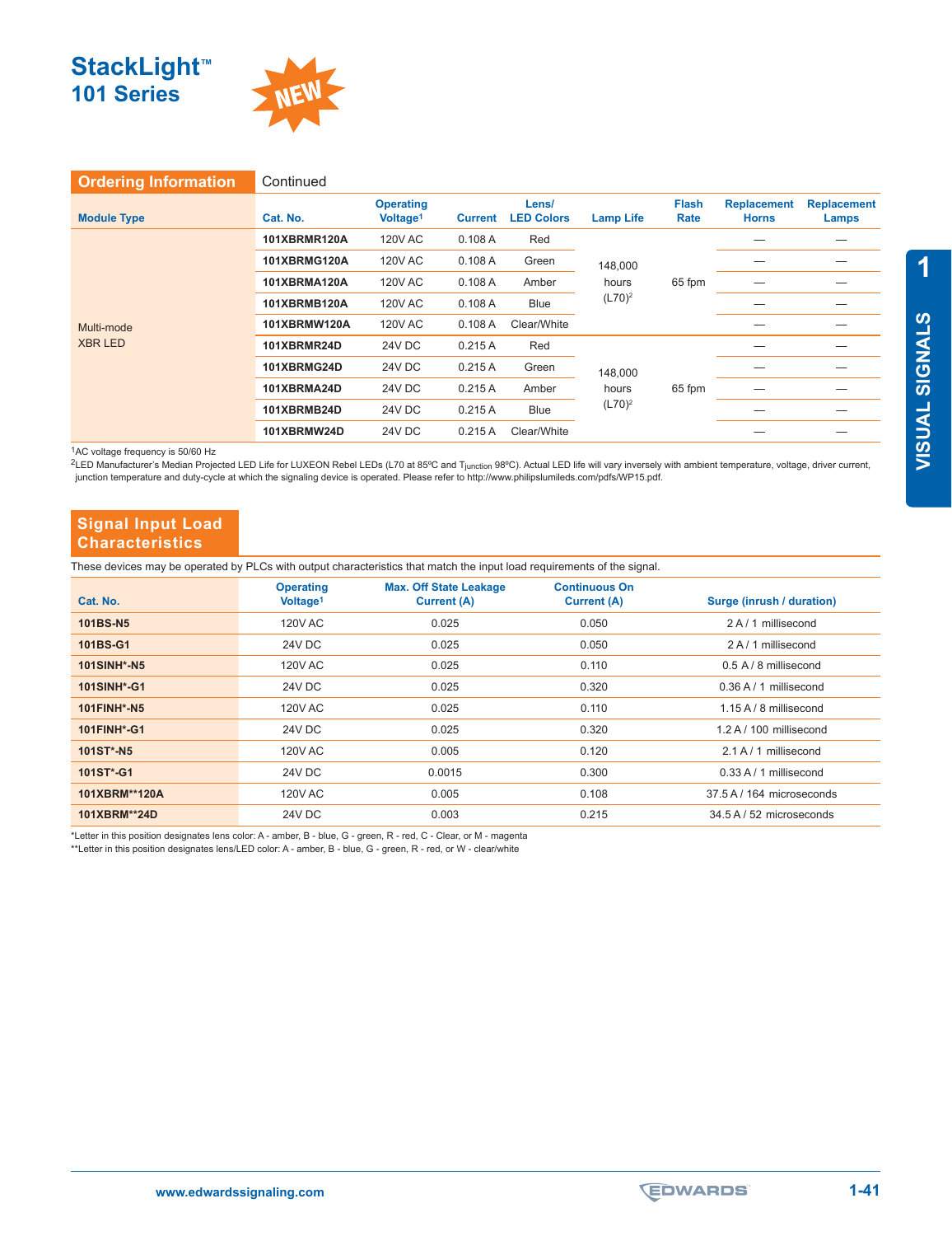# StackLight™ 101 Series

NEW

## Ordering Information Continued

| Module Type | Cat. No. | Operating Voltage[1] | Current | Lens/ LED Colors | Lamp Life | Flash Rate | Replacement Horns | Replacement Lamps |
|---|---|---|---|---|---|---|---|---|
| Multi-mode XBR LED | **101XBRMR120A** | 120V AC | 0.108 A | Red | 148,000 hours (L70)[2] | 65 fpm | — | — |
| | **101XBRMG120A** | 120V AC | 0.108 A | Green | | | — | — |
| | **101XBRMA120A** | 120V AC | 0.108 A | Amber | | | — | — |
| | **101XBRMB120A** | 120V AC | 0.108 A | Blue | | | — | — |
| | **101XBRMW120A** | 120V AC | 0.108 A | Clear/White | | | — | — |
| | **101XBRMR24D** | 24V DC | 0.215 A | Red | 148,000 hours (L70)[2] | 65 fpm | — | — |
| | **101XBRMG24D** | 24V DC | 0.215 A | Green | | | — | — |
| | **101XBRMA24D** | 24V DC | 0.215 A | Amber | | | — | — |
| | **101XBRMB24D** | 24V DC | 0.215 A | Blue | | | — | — |
| | **101XBRMW24D** | 24V DC | 0.215 A | Clear/White | | | — | — |

[1]AC voltage frequency is 50/60 Hz
[2]LED Manufacturer's Median Projected LED Life for LUXEON Rebel LEDs (L70 at 85ºC and $T_{junction}$ 98ºC). Actual LED life will vary inversely with ambient temperature, voltage, driver current, junction temperature and duty-cycle at which the signaling device is operated. Please refer to http://www.philipslumileds.com/pdfs/WP15.pdf.

## Signal Input Load Characteristics

These devices may be operated by PLCs with output characteristics that match the input load requirements of the signal.

| Cat. No. | Operating Voltage[1] | Max. Off State Leakage Current (A) | Continuous On Current (A) | Surge (inrush / duration) |
|---|---|---|---|---|
| **101BS-N5** | 120V AC | 0.025 | 0.050 | 2 A / 1 millisecond |
| **101BS-G1** | 24V DC | 0.025 | 0.050 | 2 A / 1 millisecond |
| **101SINH*-N5** | 120V AC | 0.025 | 0.110 | 0.5 A / 8 millisecond |
| **101SINH*-G1** | 24V DC | 0.025 | 0.320 | 0.36 A / 1 millisecond |
| **101FINH*-N5** | 120V AC | 0.025 | 0.110 | 1.15 A / 8 millisecond |
| **101FINH*-G1** | 24V DC | 0.025 | 0.320 | 1.2 A / 100 millisecond |
| **101ST*-N5** | 120V AC | 0.005 | 0.120 | 2.1 A / 1 millisecond |
| **101ST*-G1** | 24V DC | 0.0015 | 0.300 | 0.33 A / 1 millisecond |
| **101XBRM**120A** | 120V AC | 0.005 | 0.108 | 37.5 A / 164 microseconds |
| **101XBRM**24D** | 24V DC | 0.003 | 0.215 | 34.5 A / 52 microseconds |

*Letter in this position designates lens color: A - amber, B - blue, G - green, R - red, C - Clear, or M - magenta
**Letter in this position designates lens/LED color: A - amber, B - blue, G - green, R - red, or W - clear/white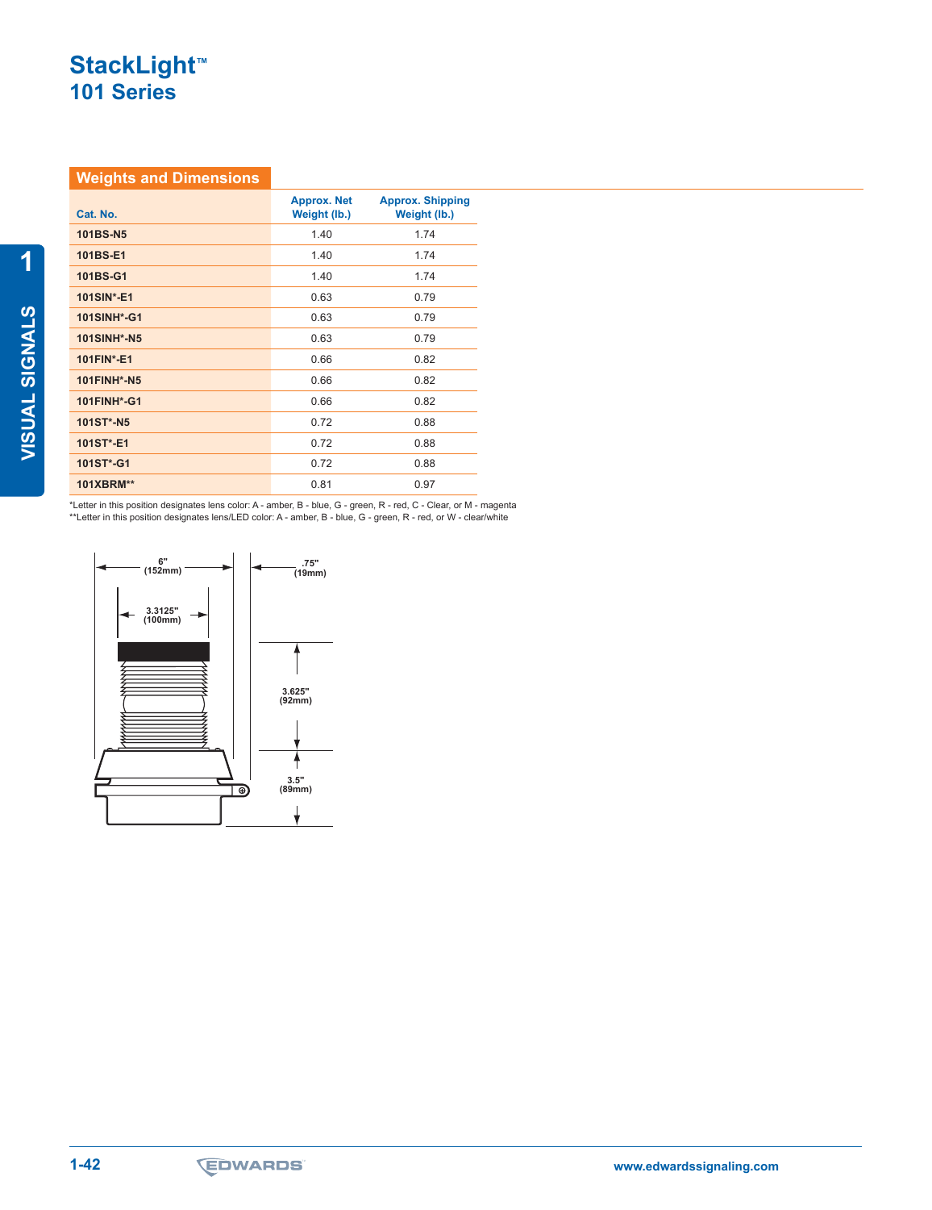# StackLight™
## 101 Series

### Weights and Dimensions

| Cat. No. | Approx. Net Weight (lb.) | Approx. Shipping Weight (lb.) |
|---|---|---|
| 101BS-N5 | 1.40 | 1.74 |
| 101BS-E1 | 1.40 | 1.74 |
| 101BS-G1 | 1.40 | 1.74 |
| 101SIN*-E1 | 0.63 | 0.79 |
| 101SINH*-G1 | 0.63 | 0.79 |
| 101SINH*-N5 | 0.63 | 0.79 |
| 101FIN*-E1 | 0.66 | 0.82 |
| 101FINH*-N5 | 0.66 | 0.82 |
| 101FINH*-G1 | 0.66 | 0.82 |
| 101ST*-N5 | 0.72 | 0.88 |
| 101ST*-E1 | 0.72 | 0.88 |
| 101ST*-G1 | 0.72 | 0.88 |
| 101XBRM** | 0.81 | 0.97 |

*Letter in this position designates lens color: A - amber, B - blue, G - green, R - red, C - Clear, or M - magenta
**Letter in this position designates lens/LED color: A - amber, B - blue, G - green, R - red, or W - clear/white

6" (152mm)
3.3125" (100mm)
.75" (19mm)
3.625" (92mm)
3.5" (89mm)